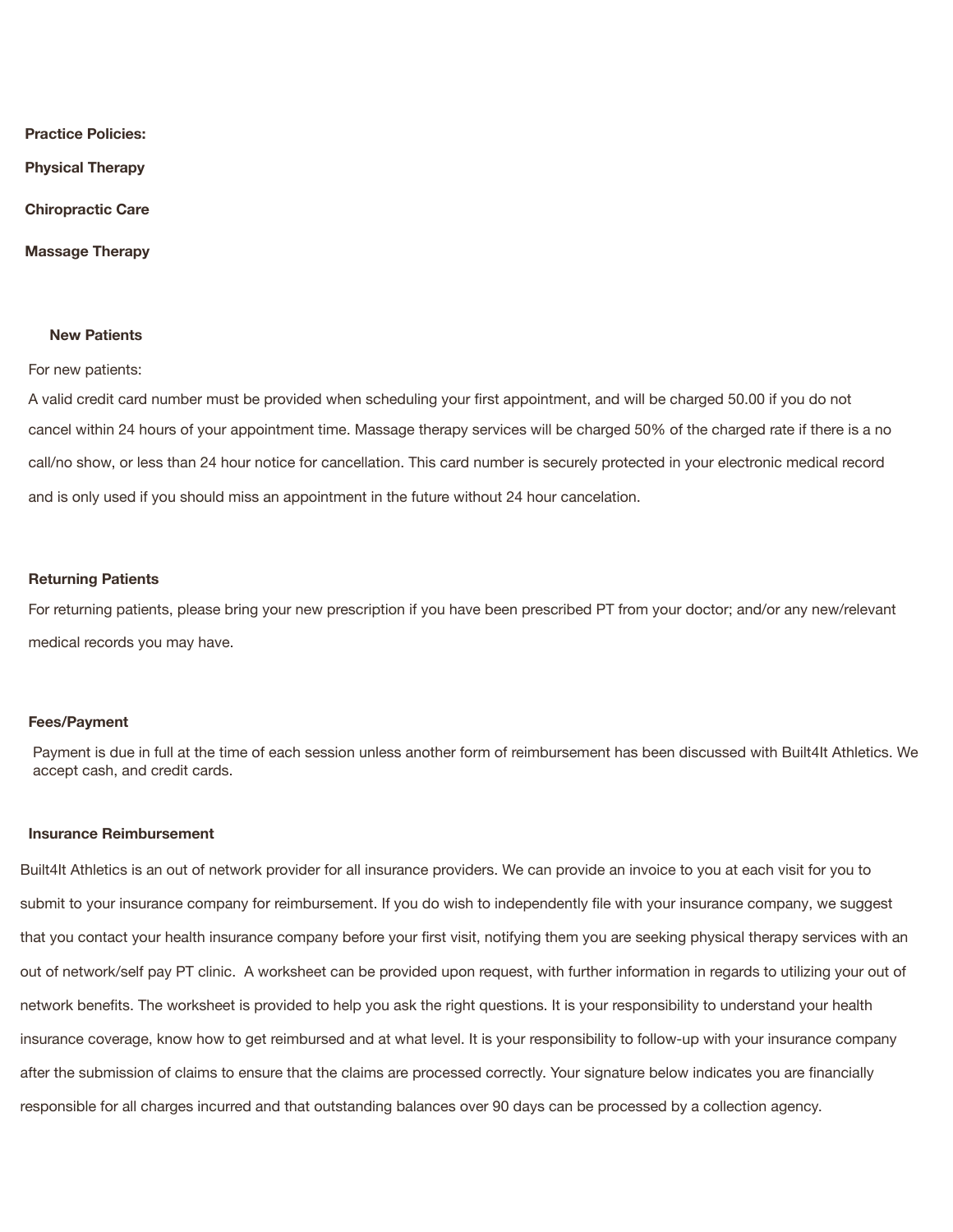**Practice Policies:**

**Physical Therapy**

**Chiropractic Care**

**Massage Therapy**

### New Patients

For new patients:

A valid credit card number must be provided when scheduling your first appointment, and will be charged 50.00 if you do not cancel within 24 hours of your appointment time. Massage therapy services will be charged 50% of the charged rate if there is a no call/no show, or less than 24 hour notice for cancellation. This card number is securely protected in your electronic medical record and is only used if you should miss an appointment in the future without 24 hour cancelation.

### Returning Patients

For returning patients, please bring your new prescription if you have been prescribed PT from your doctor; and/or any new/relevant medical records you may have.

### Fees/Payment

Payment is due in full at the time of each session unless another form of reimbursement has been discussed with Built4It Athletics. We accept cash, and credit cards.

### Insurance Reimbursement

Built4It Athletics is an out of network provider for all insurance providers. We can provide an invoice to you at each visit for you to submit to your insurance company for reimbursement. If you do wish to independently file with your insurance company, we suggest that you contact your health insurance company before your first visit, notifying them you are seeking physical therapy services with an out of network/self pay PT clinic. A worksheet can be provided upon request, with further information in regards to utilizing your out of network benefits. The worksheet is provided to help you ask the right questions. It is your responsibility to understand your health insurance coverage, know how to get reimbursed and at what level. It is your responsibility to follow-up with your insurance company after the submission of claims to ensure that the claims are processed correctly. Your signature below indicates you are financially responsible for all charges incurred and that outstanding balances over 90 days can be processed by a collection agency.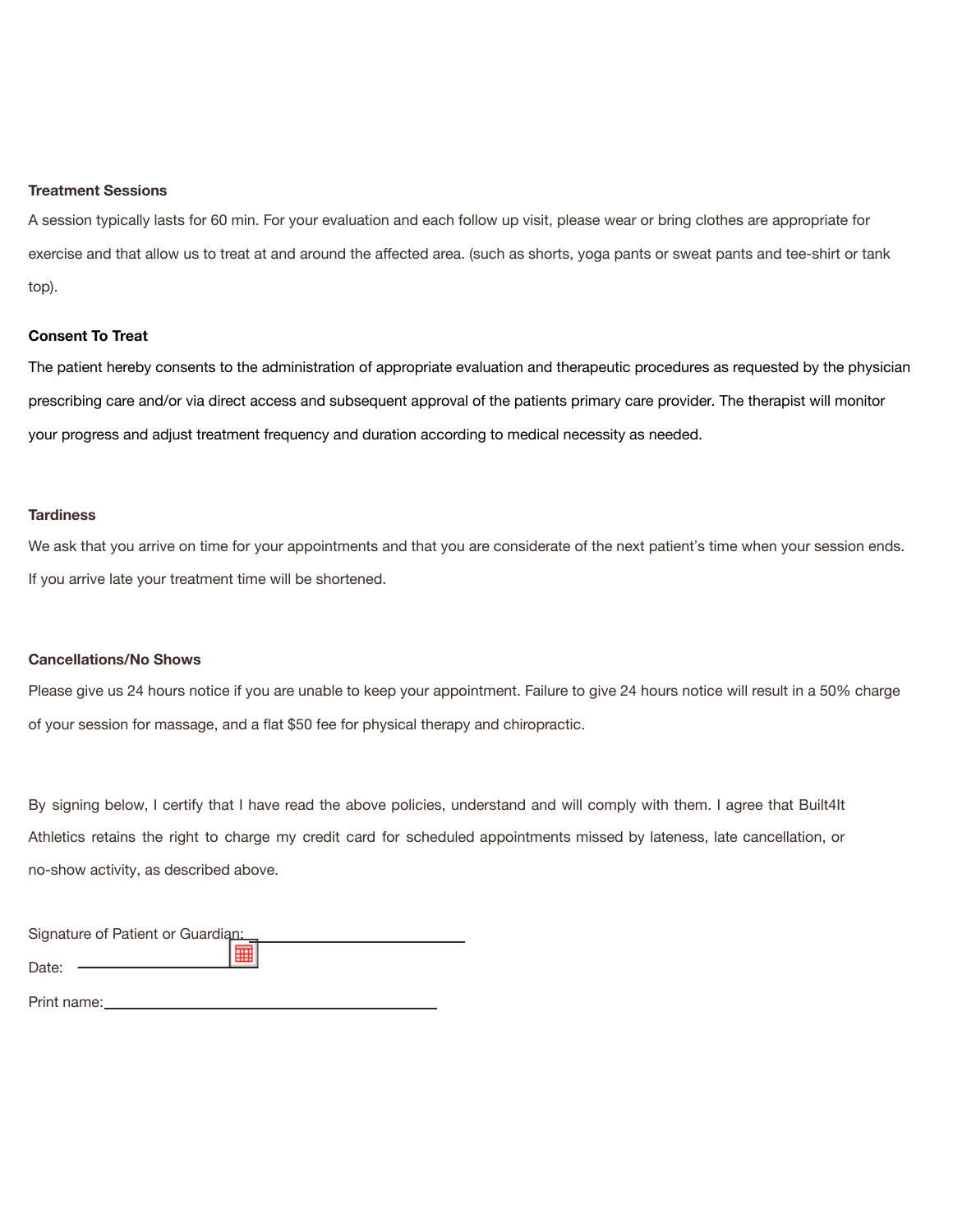**Treatment Sessions**

A session typically lasts for 60 min. For your evaluation and each follow up visit, please wear or bring clothes are appropriate for exercise and that allow us to treat at and around the affected area. (such as shorts, yoga pants or sweat pants and tee-shirt or tank top).

**Consent To Treat**

The patient hereby consents to the administration of appropriate evaluation and therapeutic procedures as requested by the physician prescribing care and/or via direct access and subsequent approval of the patients primary care provider. The therapist will monitor your progress and adjust treatment frequency and duration according to medical necessity as needed.

**Tardiness**

We ask that you arrive on time for your appointments and that you are considerate of the next patient's time when your session ends. If you arrive late your treatment time will be shortened.

**Cancellations/No Shows**

Please give us 24 hours notice if you are unable to keep your appointment. Failure to give 24 hours notice will result in a 50% charge of your session for massage, and a flat $50 fee for physical therapy and chiropractic.

By signing below, I certify that I have read the above policies, understand and will comply with them. I agree that Built4It Athletics retains the right to charge my credit card for scheduled appointments missed by lateness, late cancellation, or no-show activity, as described above.

Signature of Patient or Guardian: ______________________________

Date: ______________________

Print name: ______________________________